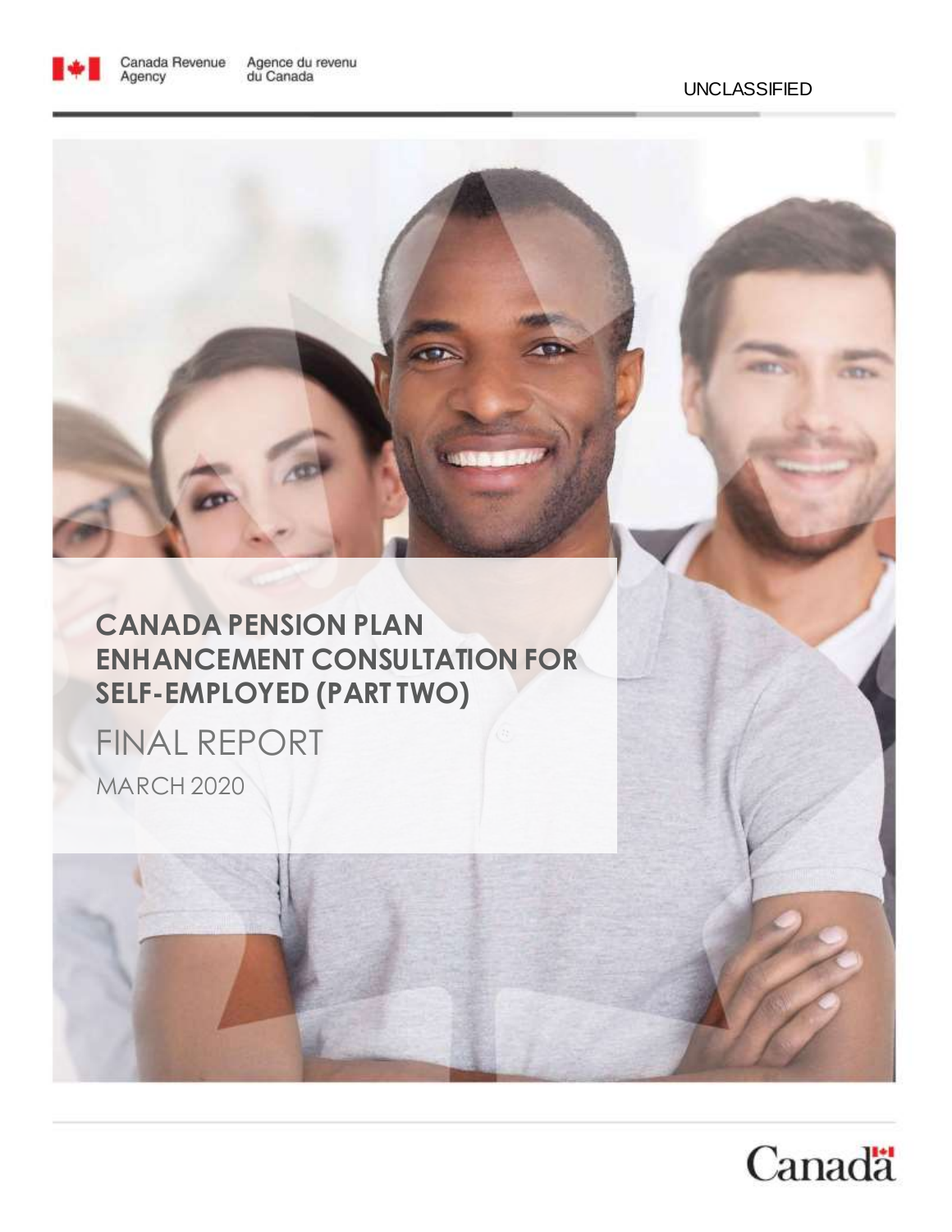Canada Revenue Agency | Agence du revenu du Canada

UNCLASSIFIED

# CANADA PENSION PLAN ENHANCEMENT CONSULTATION FOR SELF-EMPLOYED (PART TWO)

## FINAL REPORT

MARCH 2020

Canada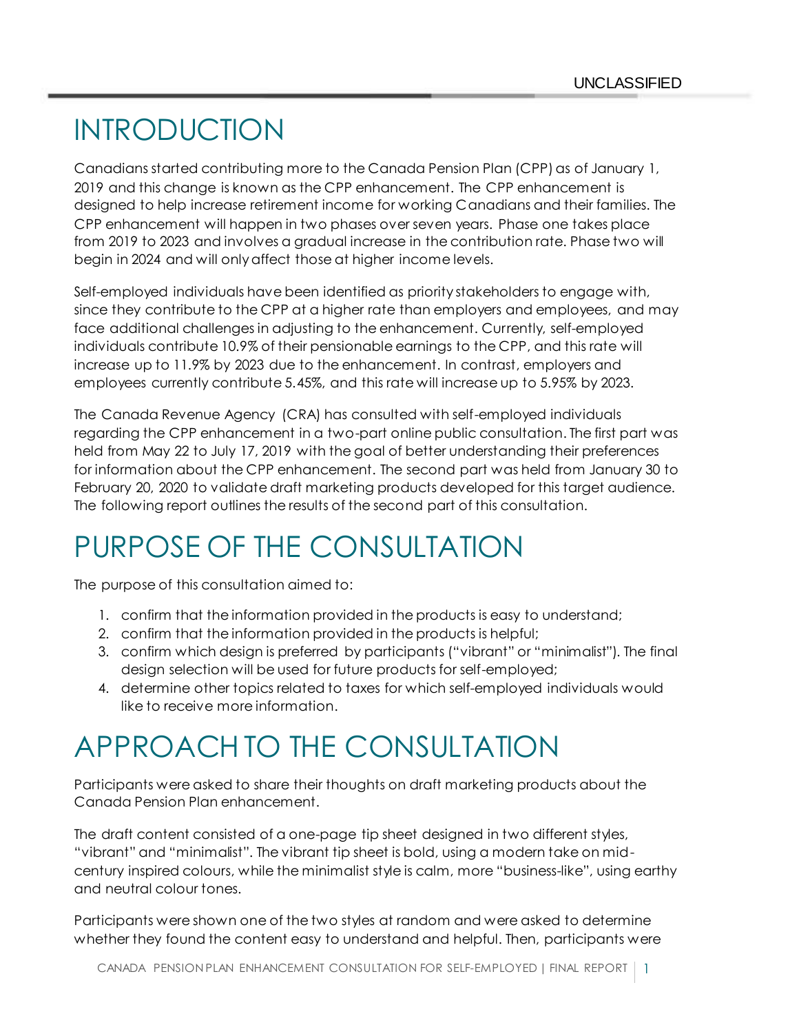# INTRODUCTION

Canadians started contributing more to the Canada Pension Plan (CPP) as of January 1, 2019 and this change is known as the CPP enhancement. The CPP enhancement is designed to help increase retirement income for working Canadians and their families. The CPP enhancement will happen in two phases over seven years. Phase one takes place from 2019 to 2023 and involves a gradual increase in the contribution rate. Phase two will begin in 2024 and will only affect those at higher income levels.

Self-employed individuals have been identified as priority stakeholders to engage with, since they contribute to the CPP at a higher rate than employers and employees, and may face additional challenges in adjusting to the enhancement. Currently, self-employed individuals contribute 10.9% of their pensionable earnings to the CPP, and this rate will increase up to 11.9% by 2023 due to the enhancement. In contrast, employers and employees currently contribute 5.45%, and this rate will increase up to 5.95% by 2023.

The Canada Revenue Agency (CRA) has consulted with self-employed individuals regarding the CPP enhancement in a two-part online public consultation. The first part was held from May 22 to July 17, 2019 with the goal of better understanding their preferences for information about the CPP enhancement. The second part was held from January 30 to February 20, 2020 to validate draft marketing products developed for this target audience. The following report outlines the results of the second part of this consultation.

# PURPOSE OF THE CONSULTATION

The purpose of this consultation aimed to:

1. confirm that the information provided in the products is easy to understand;
2. confirm that the information provided in the products is helpful;
3. confirm which design is preferred by participants ("vibrant" or "minimalist"). The final design selection will be used for future products for self-employed;
4. determine other topics related to taxes for which self-employed individuals would like to receive more information.

# APPROACH TO THE CONSULTATION

Participants were asked to share their thoughts on draft marketing products about the Canada Pension Plan enhancement.

The draft content consisted of a one-page tip sheet designed in two different styles, "vibrant" and "minimalist". The vibrant tip sheet is bold, using a modern take on mid-century inspired colours, while the minimalist style is calm, more "business-like", using earthy and neutral colour tones.

Participants were shown one of the two styles at random and were asked to determine whether they found the content easy to understand and helpful. Then, participants were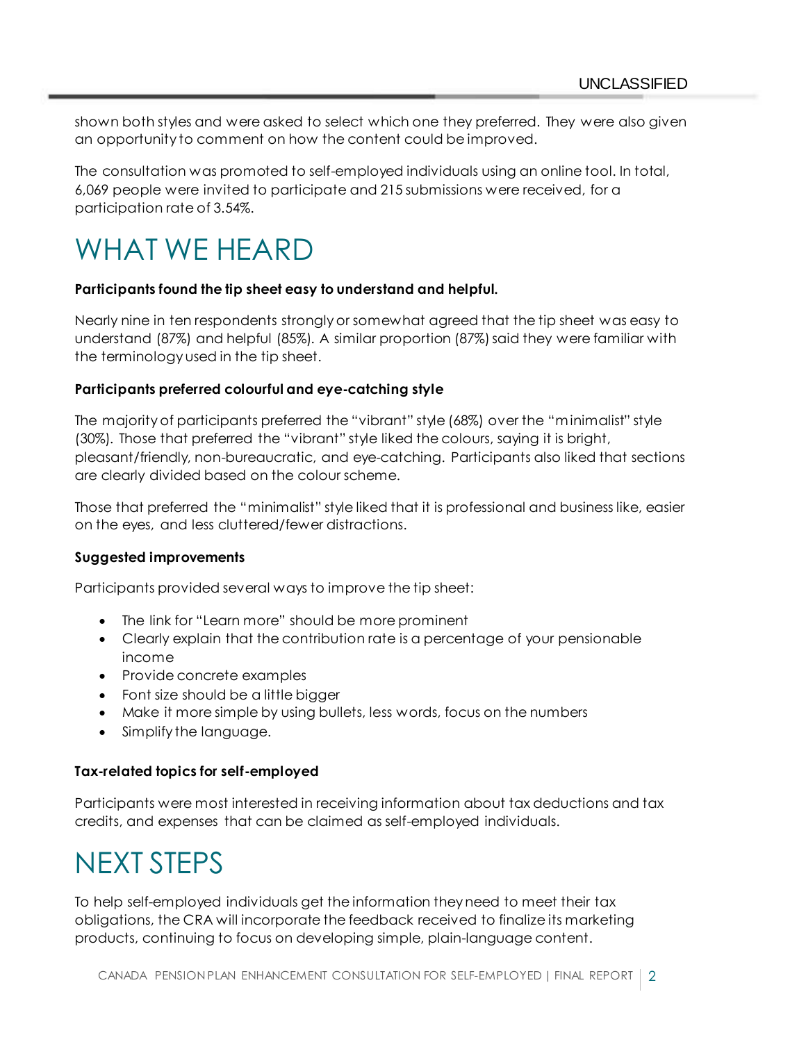shown both styles and were asked to select which one they preferred. They were also given an opportunity to comment on how the content could be improved.

The consultation was promoted to self-employed individuals using an online tool. In total, 6,069 people were invited to participate and 215 submissions were received, for a participation rate of 3.54%.

# WHAT WE HEARD

**Participants found the tip sheet easy to understand and helpful.**

Nearly nine in ten respondents strongly or somewhat agreed that the tip sheet was easy to understand (87%) and helpful (85%). A similar proportion (87%) said they were familiar with the terminology used in the tip sheet.

**Participants preferred colourful and eye-catching style**

The majority of participants preferred the "vibrant" style (68%) over the "minimalist" style (30%). Those that preferred the "vibrant" style liked the colours, saying it is bright, pleasant/friendly, non-bureaucratic, and eye-catching. Participants also liked that sections are clearly divided based on the colour scheme.

Those that preferred the "minimalist" style liked that it is professional and business like, easier on the eyes, and less cluttered/fewer distractions.

**Suggested improvements**

Participants provided several ways to improve the tip sheet:

- The link for "Learn more" should be more prominent
- Clearly explain that the contribution rate is a percentage of your pensionable income
- Provide concrete examples
- Font size should be a little bigger
- Make it more simple by using bullets, less words, focus on the numbers
- Simplify the language.

**Tax-related topics for self-employed**

Participants were most interested in receiving information about tax deductions and tax credits, and expenses that can be claimed as self-employed individuals.

# NEXT STEPS

To help self-employed individuals get the information they need to meet their tax obligations, the CRA will incorporate the feedback received to finalize its marketing products, continuing to focus on developing simple, plain-language content.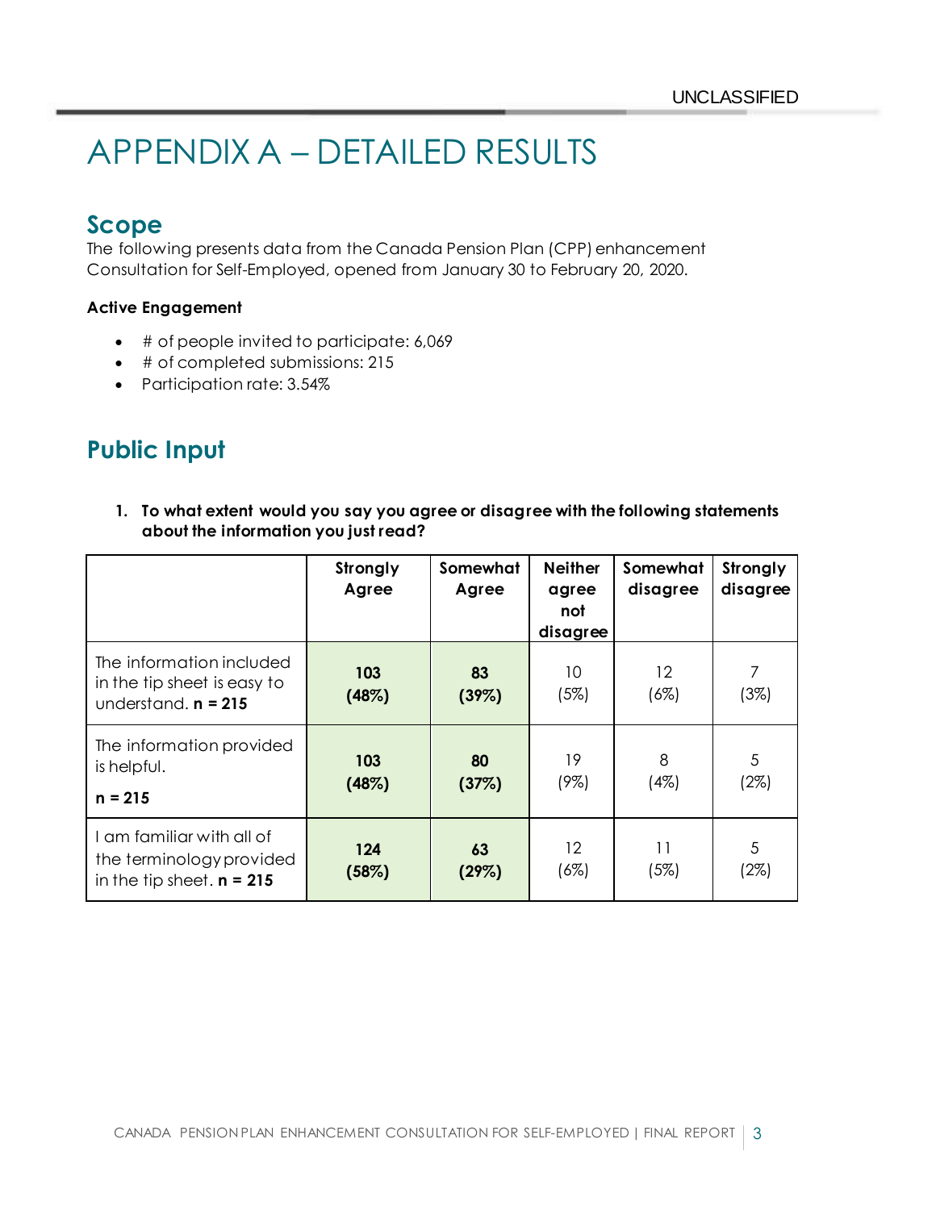UNCLASSIFIED

# APPENDIX A – DETAILED RESULTS

## Scope

The following presents data from the Canada Pension Plan (CPP) enhancement Consultation for Self-Employed, opened from January 30 to February 20, 2020.

**Active Engagement**

- # of people invited to participate: 6,069
- # of completed submissions: 215
- Participation rate: 3.54%

## Public Input

1. **To what extent would you say you agree or disagree with the following statements about the information you just read?**

| | Strongly Agree | Somewhat Agree | Neither agree not disagree | Somewhat disagree | Strongly disagree |
|---|---|---|---|---|---|
| The information included in the tip sheet is easy to understand. **n = 215** | **103 (48%)** | **83 (39%)** | 10 (5%) | 12 (6%) | 7 (3%) |
| The information provided is helpful. **n = 215** | **103 (48%)** | **80 (37%)** | 19 (9%) | 8 (4%) | 5 (2%) |
| I am familiar with all of the terminology provided in the tip sheet. **n = 215** | **124 (58%)** | **63 (29%)** | 12 (6%) | 11 (5%) | 5 (2%) |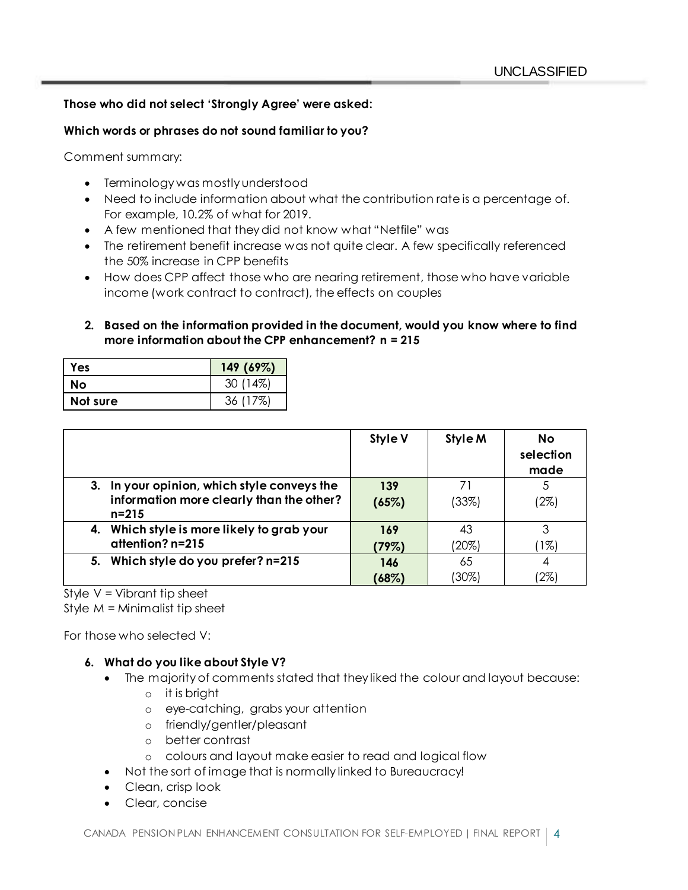**Those who did not select 'Strongly Agree' were asked:**

**Which words or phrases do not sound familiar to you?**

Comment summary:

- Terminology was mostly understood
- Need to include information about what the contribution rate is a percentage of. For example, 10.2% of what for 2019.
- A few mentioned that they did not know what "Netfile" was
- The retirement benefit increase was not quite clear. A few specifically referenced the 50% increase in CPP benefits
- How does CPP affect those who are nearing retirement, those who have variable income (work contract to contract), the effects on couples

2. **Based on the information provided in the document, would you know where to find more information about the CPP enhancement? n = 215**

| | |
|---|---|
| **Yes** | **149 (69%)** |
| **No** | 30 (14%) |
| **Not sure** | 36 (17%) |

| | **Style V** | **Style M** | **No selection made** |
|---|---|---|---|
| **3. In your opinion, which style conveys the information more clearly than the other? n=215** | **139 (65%)** | 71 (33%) | 5 (2%) |
| **4. Which style is more likely to grab your attention? n=215** | **169 (79%)** | 43 (20%) | 3 (1%) |
| **5. Which style do you prefer? n=215** | **146 (68%)** | 65 (30%) | 4 (2%) |

Style V = Vibrant tip sheet
Style M = Minimalist tip sheet

For those who selected V:

6. **What do you like about Style V?**
   - The majority of comments stated that they liked the colour and layout because:
     - it is bright
     - eye-catching, grabs your attention
     - friendly/gentler/pleasant
     - better contrast
     - colours and layout make easier to read and logical flow
   - Not the sort of image that is normally linked to Bureaucracy!
   - Clean, crisp look
   - Clear, concise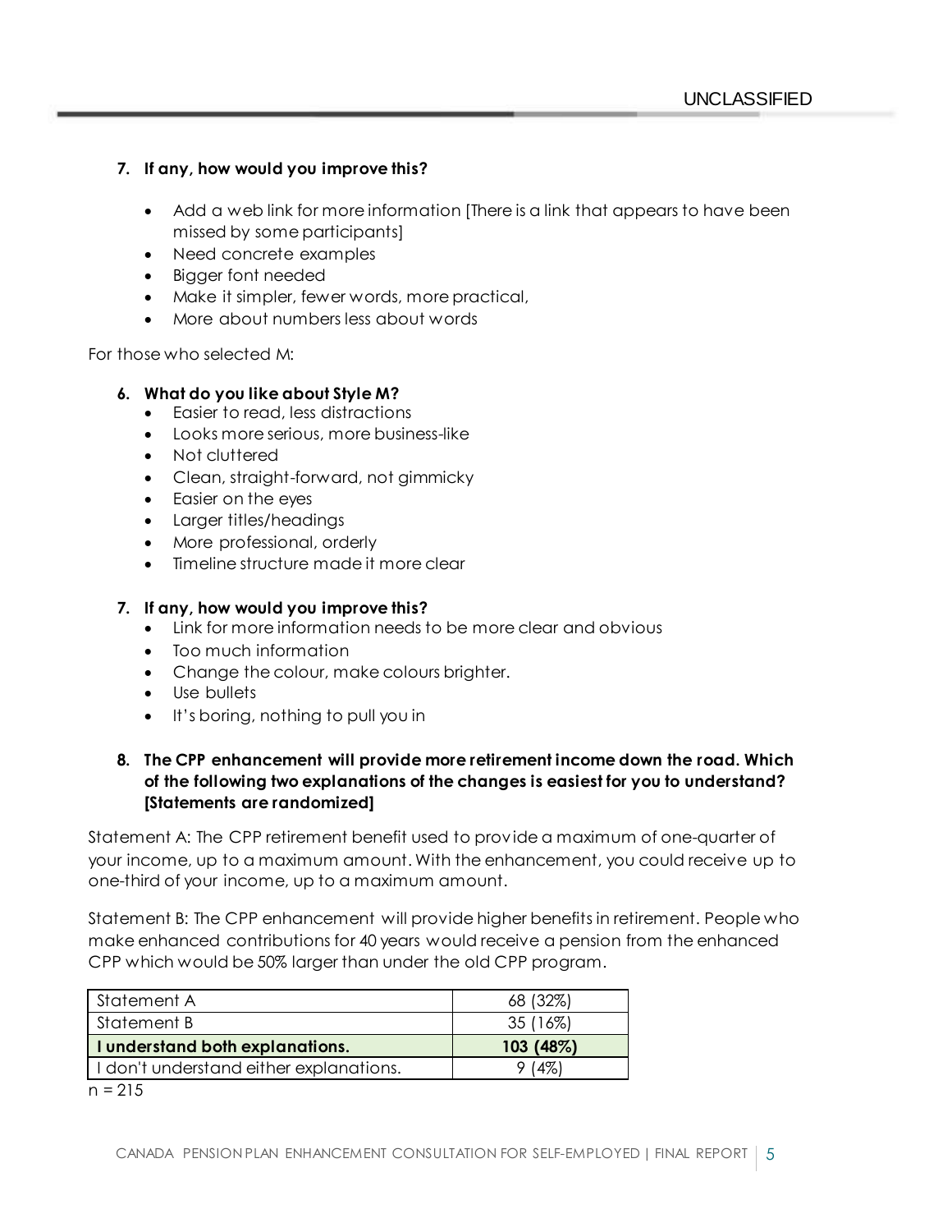**7. If any, how would you improve this?**

- Add a web link for more information [There is a link that appears to have been missed by some participants]
- Need concrete examples
- Bigger font needed
- Make it simpler, fewer words, more practical,
- More about numbers less about words

For those who selected M:

**6. What do you like about Style M?**

- Easier to read, less distractions
- Looks more serious, more business-like
- Not cluttered
- Clean, straight-forward, not gimmicky
- Easier on the eyes
- Larger titles/headings
- More professional, orderly
- Timeline structure made it more clear

**7. If any, how would you improve this?**

- Link for more information needs to be more clear and obvious
- Too much information
- Change the colour, make colours brighter.
- Use bullets
- It's boring, nothing to pull you in

**8. The CPP enhancement will provide more retirement income down the road. Which of the following two explanations of the changes is easiest for you to understand? [Statements are randomized]**

Statement A: The CPP retirement benefit used to provide a maximum of one-quarter of your income, up to a maximum amount. With the enhancement, you could receive up to one-third of your income, up to a maximum amount.

Statement B: The CPP enhancement will provide higher benefits in retirement. People who make enhanced contributions for 40 years would receive a pension from the enhanced CPP which would be 50% larger than under the old CPP program.

| | |
|---|---|
| Statement A | 68 (32%) |
| Statement B | 35 (16%) |
| **I understand both explanations.** | **103 (48%)** |
| I don't understand either explanations. | 9 (4%) |

n = 215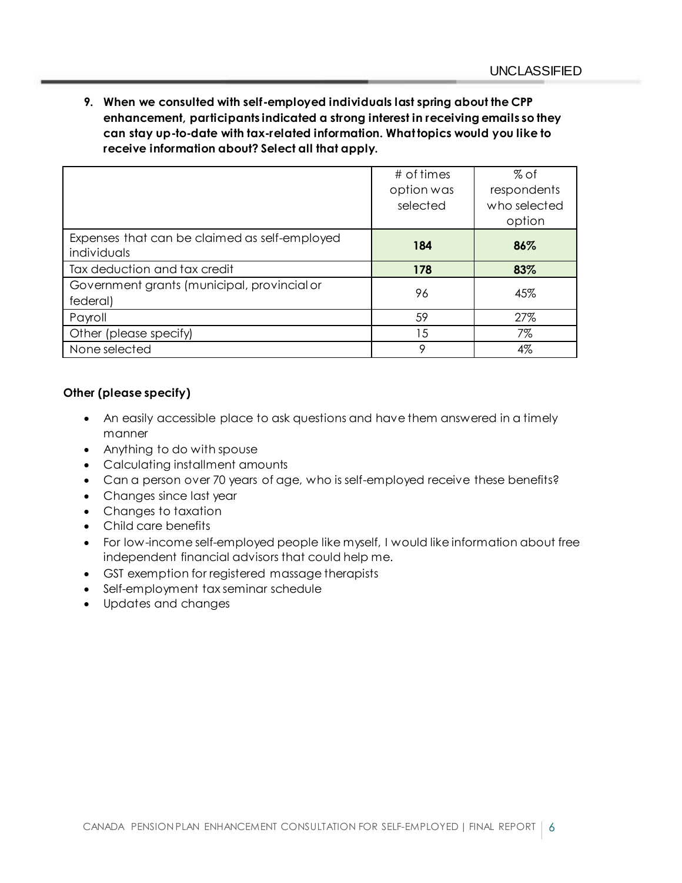**9. When we consulted with self-employed individuals last spring about the CPP enhancement, participants indicated a strong interest in receiving emails so they can stay up-to-date with tax-related information. What topics would you like to receive information about? Select all that apply.**

| | # of times option was selected | % of respondents who selected option |
|---|---|---|
| Expenses that can be claimed as self-employed individuals | **184** | **86%** |
| Tax deduction and tax credit | **178** | **83%** |
| Government grants (municipal, provincial or federal) | 96 | 45% |
| Payroll | 59 | 27% |
| Other (please specify) | 15 | 7% |
| None selected | 9 | 4% |

**Other (please specify)**

- An easily accessible place to ask questions and have them answered in a timely manner
- Anything to do with spouse
- Calculating installment amounts
- Can a person over 70 years of age, who is self-employed receive these benefits?
- Changes since last year
- Changes to taxation
- Child care benefits
- For low-income self-employed people like myself, I would like information about free independent financial advisors that could help me.
- GST exemption for registered massage therapists
- Self-employment tax seminar schedule
- Updates and changes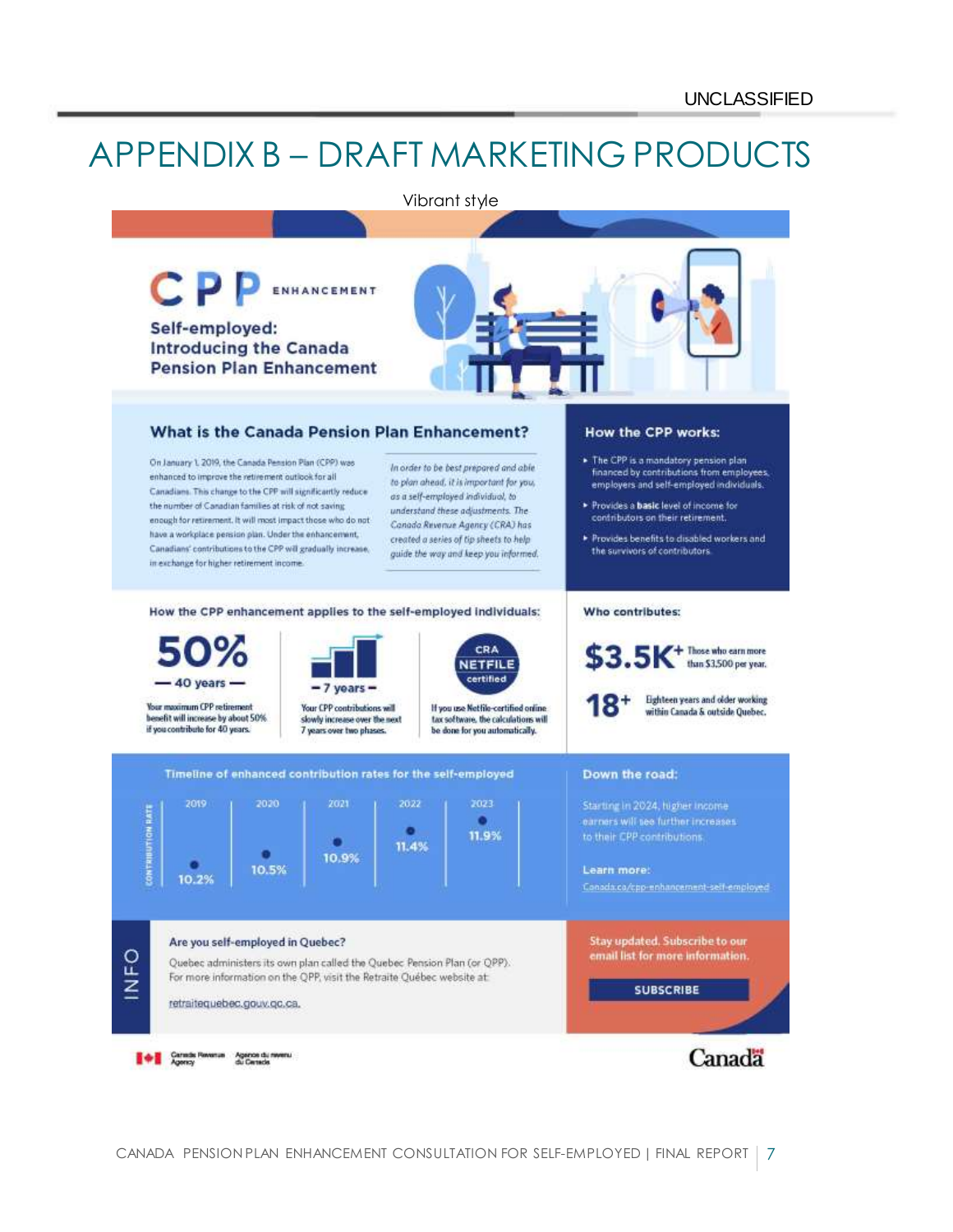UNCLASSIFIED

# APPENDIX B – DRAFT MARKETING PRODUCTS

Vibrant style

# CPP ENHANCEMENT

**Self-employed: Introducing the Canada Pension Plan Enhancement**

## What is the Canada Pension Plan Enhancement?

On January 1, 2019, the Canada Pension Plan (CPP) was enhanced to improve the retirement outlook for all Canadians. This change to the CPP will significantly reduce the number of Canadian families at risk of not saving enough for retirement. It will most impact those who do not have a workplace pension plan. Under the enhancement, Canadians' contributions to the CPP will gradually increase, in exchange for higher retirement income.

*In order to be best prepared and able to plan ahead, it is important for you, as a self-employed individual, to understand these adjustments. The Canada Revenue Agency (CRA) has created a series of tip sheets to help guide the way and keep you informed.*

## How the CPP works:

- The CPP is a mandatory pension plan financed by contributions from employees, employers and self-employed individuals.
- Provides a **basic** level of income for contributors on their retirement.
- Provides benefits to disabled workers and the survivors of contributors.

## How the CPP enhancement applies to the self-employed individuals:

**50%** — 40 years —

Your maximum CPP retirement benefit will increase by about 50% if you contribute for 40 years.

**– 7 years –**

Your CPP contributions will slowly increase over the next 7 years over two phases.

**CRA NETFILE certified**

If you use Netfile-certified online tax software, the calculations will be done for you automatically.

## Who contributes:

**$3.5K+** Those who earn more than $3,500 per year.

**18+** Eighteen years and older working within Canada & outside Quebec.

## Timeline of enhanced contribution rates for the self-employed

| | 2019 | 2020 | 2021 | 2022 | 2023 |
|---|---|---|---|---|---|
| Contribution rate | 10.2% | 10.5% | 10.9% | 11.4% | 11.9% |

## Down the road:

Starting in 2024, higher income earners will see further increases to their CPP contributions.

**Learn more:**

Canada.ca/cpp-enhancement-self-employed

## INFO

**Are you self-employed in Quebec?**

Quebec administers its own plan called the Quebec Pension Plan (or QPP). For more information on the QPP, visit the Retraite Québec website at:

retraitequebec.gouv.qc.ca.

Stay updated. Subscribe to our email list for more information.

**SUBSCRIBE**

Canada Revenue Agency | Agence du revenu du Canada

Canada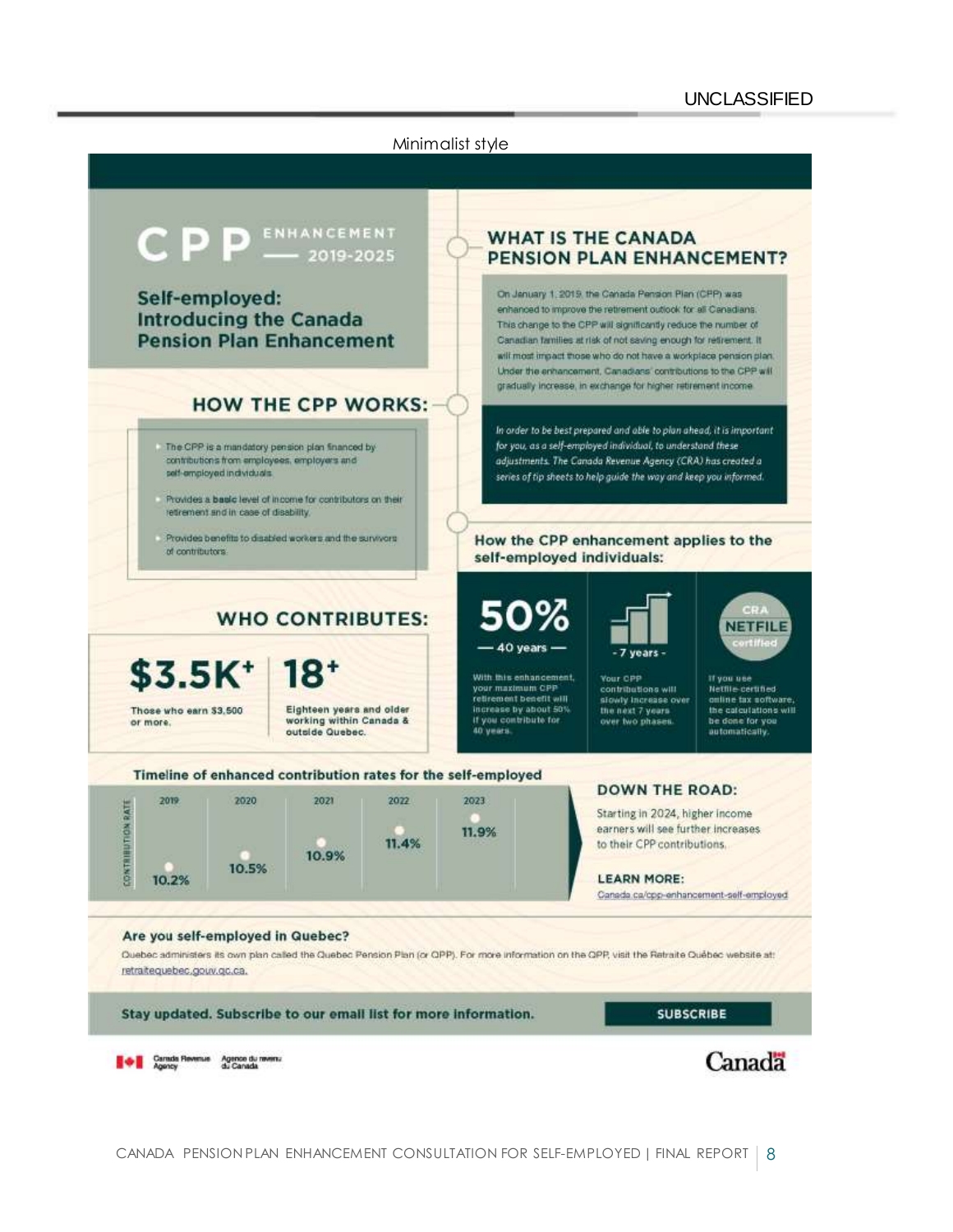UNCLASSIFIED

Minimalist style

# CPP ENHANCEMENT — 2019-2025

## Self-employed: Introducing the Canada Pension Plan Enhancement

## WHAT IS THE CANADA PENSION PLAN ENHANCEMENT?

On January 1, 2019, the Canada Pension Plan (CPP) was enhanced to improve the retirement outlook for all Canadians. This change to the CPP will significantly reduce the number of Canadian families at risk of not saving enough for retirement. It will most impact those who do not have a workplace pension plan. Under the enhancement, Canadians' contributions to the CPP will gradually increase, in exchange for higher retirement income.

*In order to be best prepared and able to plan ahead, it is important for you, as a self-employed individual, to understand these adjustments. The Canada Revenue Agency (CRA) has created a series of tip sheets to help guide the way and keep you informed.*

## HOW THE CPP WORKS:

- The CPP is a mandatory pension plan financed by contributions from employees, employers and self-employed individuals.
- Provides a **basic** level of income for contributors on their retirement and in case of disability.
- Provides benefits to disabled workers and the survivors of contributors.

## How the CPP enhancement applies to the self-employed individuals:

**50%** — 40 years —

With this enhancement, your maximum CPP retirement benefit will increase by about 50% if you contribute for 40 years.

- 7 years -

Your CPP contributions will slowly increase over the next 7 years over two phases.

CRA NETFILE certified

If you use Netfile-certified online tax software, the calculations will be done for you automatically.

## WHO CONTRIBUTES:

**$3.5K+**

Those who earn $3,500 or more.

**18+**

Eighteen years and older working within Canada & outside Quebec.

## Timeline of enhanced contribution rates for the self-employed

CONTRIBUTION RATE

2019 10.2%

2020 10.5%

2021 10.9%

2022 11.4%

2023 11.9%

## DOWN THE ROAD:

Starting in 2024, higher income earners will see further increases to their CPP contributions.

**LEARN MORE:**

Canada.ca/cpp-enhancement-self-employed

## Are you self-employed in Quebec?

Quebec administers its own plan called the Quebec Pension Plan (or QPP). For more information on the QPP, visit the Retraite Québec website at: retraitequebec.gouv.qc.ca.

**Stay updated. Subscribe to our email list for more information.** SUBSCRIBE

Canada Revenue Agency / Agence du revenu du Canada

Canada